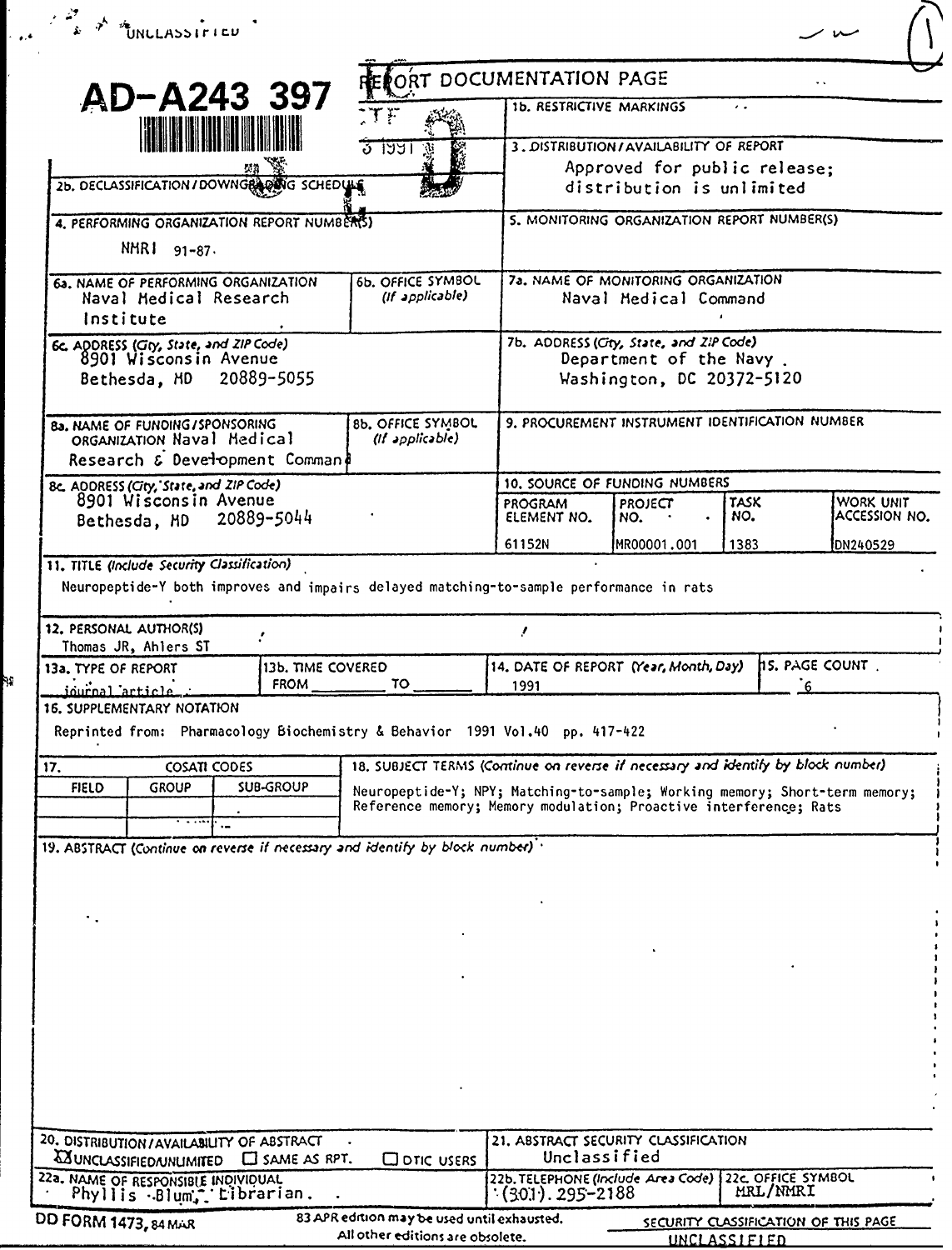UNCLASSIFIED

AD-A243 397

# REPORT DOCUMENTATION PAGE

**1b. RESTRICTIVE MARKINGS**

**3. DISTRIBUTION/AVAILABILITY OF REPORT**
Approved for public release; distribution is unlimited

**2b. DECLASSIFICATION/DOWNGRADING SCHEDULE**

**4. PERFORMING ORGANIZATION REPORT NUMBER(S)**
NMRI 91-87

**5. MONITORING ORGANIZATION REPORT NUMBER(S)**

**6a. NAME OF PERFORMING ORGANIZATION**
Naval Medical Research Institute

**6b. OFFICE SYMBOL** *(If applicable)*

**7a. NAME OF MONITORING ORGANIZATION**
Naval Medical Command

**6c. ADDRESS** *(City, State, and ZIP Code)*
8901 Wisconsin Avenue
Bethesda, MD 20889-5055

**7b. ADDRESS** *(City, State, and ZIP Code)*
Department of the Navy
Washington, DC 20372-5120

**8a. NAME OF FUNDING/SPONSORING ORGANIZATION**
Naval Medical Research & Development Command

**8b. OFFICE SYMBOL** *(If applicable)*

**9. PROCUREMENT INSTRUMENT IDENTIFICATION NUMBER**

**8c. ADDRESS** *(City, State, and ZIP Code)*
8901 Wisconsin Avenue
Bethesda, MD 20889-5044

**10. SOURCE OF FUNDING NUMBERS**

| PROGRAM ELEMENT NO. | PROJECT NO. | TASK NO. | WORK UNIT ACCESSION NO. |
|---|---|---|---|
| 61152N | MR00001.001 | 1383 | DN240529 |

**11. TITLE** *(Include Security Classification)*
Neuropeptide-Y both improves and impairs delayed matching-to-sample performance in rats

**12. PERSONAL AUTHOR(S)**
Thomas JR, Ahlers ST

**13a. TYPE OF REPORT**
journal article

**13b. TIME COVERED**
FROM ______ TO ______

**14. DATE OF REPORT** *(Year, Month, Day)*
1991

**15. PAGE COUNT**
6

**16. SUPPLEMENTARY NOTATION**
Reprinted from: Pharmacology Biochemistry & Behavior 1991 Vol.40 pp. 417-422

**17. COSATI CODES**

| FIELD | GROUP | SUB-GROUP |
|---|---|---|
| | | |
| | | |

**18. SUBJECT TERMS** *(Continue on reverse if necessary and identify by block number)*
Neuropeptide-Y; NPY; Matching-to-sample; Working memory; Short-term memory; Reference memory; Memory modulation; Proactive interference; Rats

**19. ABSTRACT** *(Continue on reverse if necessary and identify by block number)*

**20. DISTRIBUTION/AVAILABILITY OF ABSTRACT**
☒ UNCLASSIFIED/UNLIMITED ☐ SAME AS RPT. ☐ DTIC USERS

**21. ABSTRACT SECURITY CLASSIFICATION**
Unclassified

**22a. NAME OF RESPONSIBLE INDIVIDUAL**
Phyllis Blum, Librarian.

**22b. TELEPHONE** *(Include Area Code)*
(301) 295-2188

**22c. OFFICE SYMBOL**
MRL/NMRI

DD FORM 1473, 84 MAR — 83 APR edition may be used until exhausted. All other editions are obsolete.

SECURITY CLASSIFICATION OF THIS PAGE
UNCLASSIFIED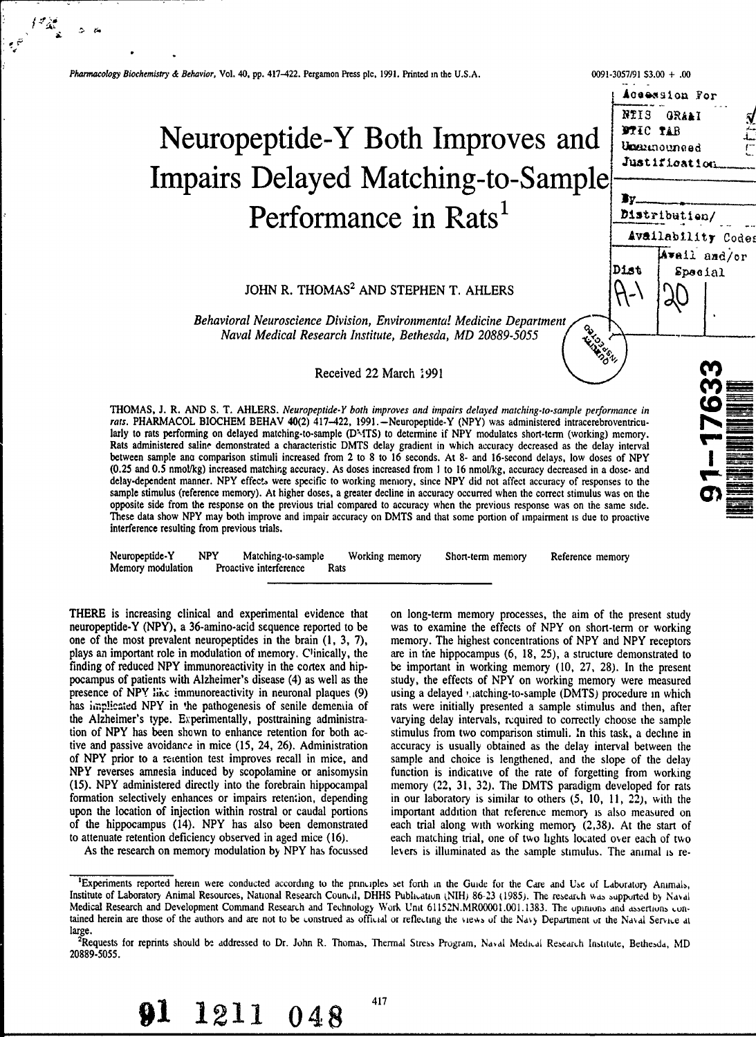# Neuropeptide-Y Both Improves and Impairs Delayed Matching-to-Sample Performance in Rats[1]

JOHN R. THOMAS[2] AND STEPHEN T. AHLERS

*Behavioral Neuroscience Division, Environmental Medicine Department*
*Naval Medical Research Institute, Bethesda, MD 20889-5055*

Received 22 March 1991

THOMAS, J. R. AND S. T. AHLERS. *Neuropeptide-Y both improves and impairs delayed matching-to-sample performance in rats.* PHARMACOL BIOCHEM BEHAV 40(2) 417–422, 1991.—Neuropeptide-Y (NPY) was administered intracerebroventricularly to rats performing on delayed matching-to-sample (DMTS) to determine if NPY modulates short-term (working) memory. Rats administered saline demonstrated a characteristic DMTS delay gradient in which accuracy decreased as the delay interval between sample and comparison stimuli increased from 2 to 8 to 16 seconds. At 8- and 16-second delays, low doses of NPY (0.25 and 0.5 nmol/kg) increased matching accuracy. As doses increased from 1 to 16 nmol/kg, accuracy decreased in a dose- and delay-dependent manner. NPY effects were specific to working memory, since NPY did not affect accuracy of responses to the sample stimulus (reference memory). At higher doses, a greater decline in accuracy occurred when the correct stimulus was on the opposite side from the response on the previous trial compared to accuracy when the previous response was on the same side. These data show NPY may both improve and impair accuracy on DMTS and that some portion of impairment is due to proactive interference resulting from previous trials.

Neuropeptide-Y NPY Matching-to-sample Working memory Short-term memory Reference memory Memory modulation Proactive interference Rats

THERE is increasing clinical and experimental evidence that neuropeptide-Y (NPY), a 36-amino-acid sequence reported to be one of the most prevalent neuropeptides in the brain (1, 3, 7), plays an important role in modulation of memory. Clinically, the finding of reduced NPY immunoreactivity in the cortex and hippocampus of patients with Alzheimer's disease (4) as well as the presence of NPY like immunoreactivity in neuronal plaques (9) has implicated NPY in the pathogenesis of senile dementia of the Alzheimer's type. Experimentally, posttraining administration of NPY has been shown to enhance retention for both active and passive avoidance in mice (15, 24, 26). Administration of NPY prior to a retention test improves recall in mice, and NPY reverses amnesia induced by scopolamine or anisomysin (15). NPY administered directly into the forebrain hippocampal formation selectively enhances or impairs retention, depending upon the location of injection within rostral or caudal portions of the hippocampus (14). NPY has also been demonstrated to attenuate retention deficiency observed in aged mice (16).

As the research on memory modulation by NPY has focussed on long-term memory processes, the aim of the present study was to examine the effects of NPY on short-term or working memory. The highest concentrations of NPY and NPY receptors are in the hippocampus (6, 18, 25), a structure demonstrated to be important in working memory (10, 27, 28). In the present study, the effects of NPY on working memory were measured using a delayed matching-to-sample (DMTS) procedure in which rats were initially presented a sample stimulus and then, after varying delay intervals, required to correctly choose the sample stimulus from two comparison stimuli. In this task, a decline in accuracy is usually obtained as the delay interval between the sample and choice is lengthened, and the slope of the delay function is indicative of the rate of forgetting from working memory (22, 31, 32). The DMTS paradigm developed for rats in our laboratory is similar to others (5, 10, 11, 22), with the important addition that reference memory is also measured on each trial along with working memory (2,38). At the start of each matching trial, one of two lights located over each of two levers is illuminated as the sample stimulus. The animal is re-

[1]Experiments reported herein were conducted according to the principles set forth in the Guide for the Care and Use of Laboratory Animals, Institute of Laboratory Animal Resources, National Research Council, DHHS Publication (NIH) 86-23 (1985). The research was supported by Naval Medical Research and Development Command Research and Technology Work Unit 61152N.MR00001.001.1383. The opinions and assertions contained herein are those of the authors and are not to be construed as official or reflecting the views of the Navy Department or the Naval Service at large.

[2]Requests for reprints should be addressed to Dr. John R. Thomas, Thermal Stress Program, Naval Medical Research Institute, Bethesda, MD 20889-5055.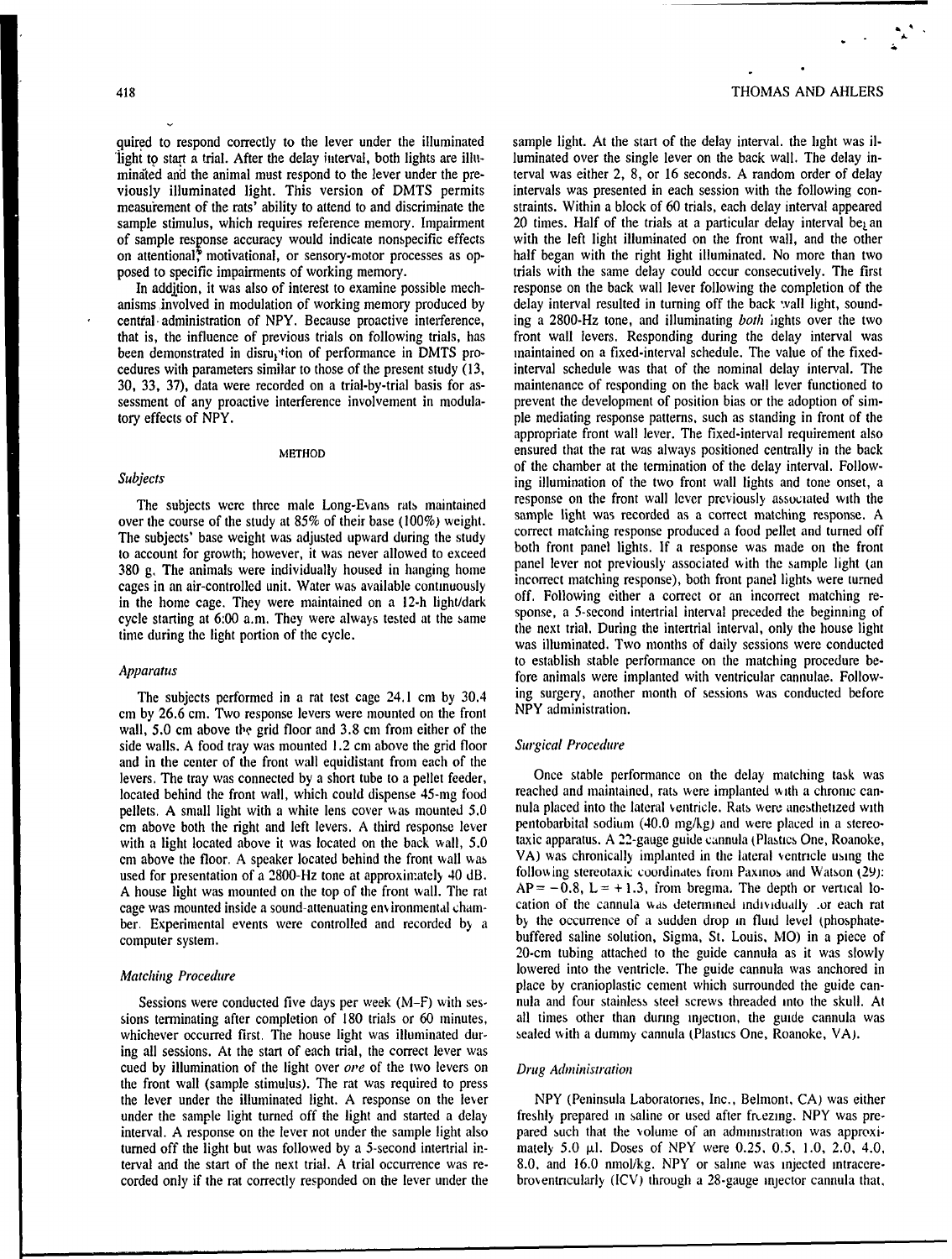quired to respond correctly to the lever under the illuminated light to start a trial. After the delay interval, both lights are illuminated and the animal must respond to the lever under the previously illuminated light. This version of DMTS permits measurement of the rats' ability to attend to and discriminate the sample stimulus, which requires reference memory. Impairment of sample response accuracy would indicate nonspecific effects on attentional, motivational, or sensory-motor processes as opposed to specific impairments of working memory.

In addition, it was also of interest to examine possible mechanisms involved in modulation of working memory produced by central administration of NPY. Because proactive interference, that is, the influence of previous trials on following trials, has been demonstrated in disruption of performance in DMTS procedures with parameters similar to those of the present study (13, 30, 33, 37), data were recorded on a trial-by-trial basis for assessment of any proactive interference involvement in modulatory effects of NPY.

## METHOD

### Subjects

The subjects were three male Long-Evans rats maintained over the course of the study at 85% of their base (100%) weight. The subjects' base weight was adjusted upward during the study to account for growth; however, it was never allowed to exceed 380 g. The animals were individually housed in hanging home cages in an air-controlled unit. Water was available continuously in the home cage. They were maintained on a 12-h light/dark cycle starting at 6:00 a.m. They were always tested at the same time during the light portion of the cycle.

### Apparatus

The subjects performed in a rat test cage 24.1 cm by 30.4 cm by 26.6 cm. Two response levers were mounted on the front wall, 5.0 cm above the grid floor and 3.8 cm from either of the side walls. A food tray was mounted 1.2 cm above the grid floor and in the center of the front wall equidistant from each of the levers. The tray was connected by a short tube to a pellet feeder, located behind the front wall, which could dispense 45-mg food pellets. A small light with a white lens cover was mounted 5.0 cm above both the right and left levers. A third response lever with a light located above it was located on the back wall, 5.0 cm above the floor. A speaker located behind the front wall was used for presentation of a 2800-Hz tone at approximately 40 dB. A house light was mounted on the top of the front wall. The rat cage was mounted inside a sound-attenuating environmental chamber. Experimental events were controlled and recorded by a computer system.

### Matching Procedure

Sessions were conducted five days per week (M–F) with sessions terminating after completion of 180 trials or 60 minutes, whichever occurred first. The house light was illuminated during all sessions. At the start of each trial, the correct lever was cued by illumination of the light over *one* of the two levers on the front wall (sample stimulus). The rat was required to press the lever under the illuminated light. A response on the lever under the sample light turned off the light and started a delay interval. A response on the lever not under the sample light also turned off the light but was followed by a 5-second intertrial interval and the start of the next trial. A trial occurrence was recorded only if the rat correctly responded on the lever under the sample light. At the start of the delay interval, the light was illuminated over the single lever on the back wall. The delay interval was either 2, 8, or 16 seconds. A random order of delay intervals was presented in each session with the following constraints. Within a block of 60 trials, each delay interval appeared 20 times. Half of the trials at a particular delay interval began with the left light illuminated on the front wall, and the other half began with the right light illuminated. No more than two trials with the same delay could occur consecutively. The first response on the back wall lever following the completion of the delay interval resulted in turning off the back wall light, sounding a 2800-Hz tone, and illuminating *both* lights over the two front wall levers. Responding during the delay interval was maintained on a fixed-interval schedule. The value of the fixed-interval schedule was that of the nominal delay interval. The maintenance of responding on the back wall lever functioned to prevent the development of position bias or the adoption of simple mediating response patterns, such as standing in front of the appropriate front wall lever. The fixed-interval requirement also ensured that the rat was always positioned centrally in the back of the chamber at the termination of the delay interval. Following illumination of the two front wall lights and tone onset, a response on the front wall lever previously associated with the sample light was recorded as a correct matching response. A correct matching response produced a food pellet and turned off both front panel lights. If a response was made on the front panel lever not previously associated with the sample light (an incorrect matching response), both front panel lights were turned off. Following either a correct or an incorrect matching response, a 5-second intertrial interval preceded the beginning of the next trial. During the intertrial interval, only the house light was illuminated. Two months of daily sessions were conducted to establish stable performance on the matching procedure before animals were implanted with ventricular cannulae. Following surgery, another month of sessions was conducted before NPY administration.

### Surgical Procedure

Once stable performance on the delay matching task was reached and maintained, rats were implanted with a chronic cannula placed into the lateral ventricle. Rats were anesthetized with pentobarbital sodium (40.0 mg/kg) and were placed in a stereotaxic apparatus. A 22-gauge guide cannula (Plastics One, Roanoke, VA) was chronically implanted in the lateral ventricle using the following stereotaxic coordinates from Paxinos and Watson (29): AP = −0.8, L = +1.3, from bregma. The depth or vertical location of the cannula was determined individually for each rat by the occurrence of a sudden drop in fluid level (phosphate-buffered saline solution, Sigma, St. Louis, MO) in a piece of 20-cm tubing attached to the guide cannula as it was slowly lowered into the ventricle. The guide cannula was anchored in place by cranioplastic cement which surrounded the guide cannula and four stainless steel screws threaded into the skull. At all times other than during injection, the guide cannula was sealed with a dummy cannula (Plastics One, Roanoke, VA).

### Drug Administration

NPY (Peninsula Laboratories, Inc., Belmont, CA) was either freshly prepared in saline or used after freezing. NPY was prepared such that the volume of an administration was approximately 5.0 µl. Doses of NPY were 0.25, 0.5, 1.0, 2.0, 4.0, 8.0, and 16.0 nmol/kg. NPY or saline was injected intracerebroventricularly (ICV) through a 28-gauge injector cannula that,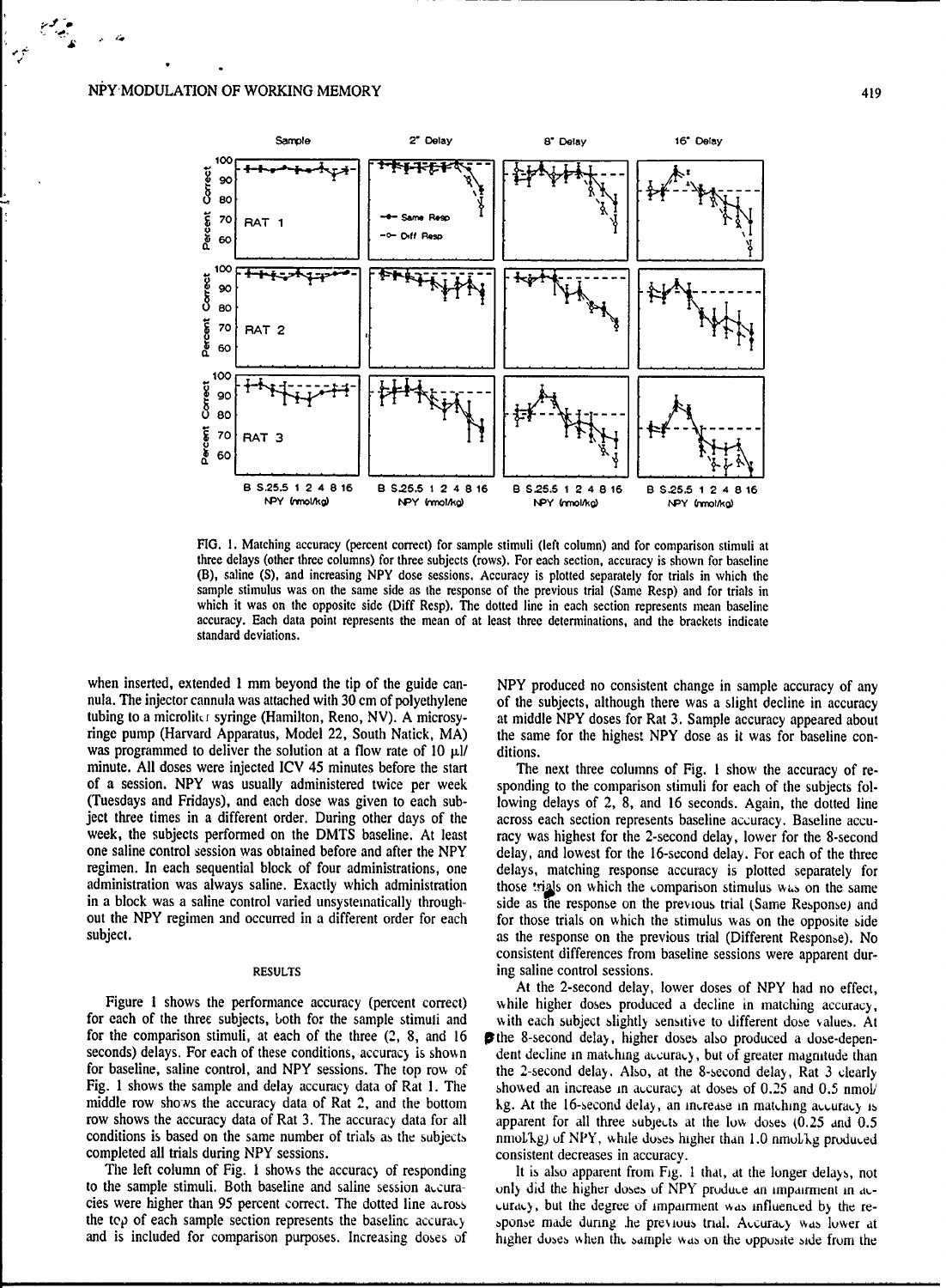FIG. 1. Matching accuracy (percent correct) for sample stimuli (left column) and for comparison stimuli at three delays (other three columns) for three subjects (rows). For each section, accuracy is shown for baseline (B), saline (S), and increasing NPY dose sessions. Accuracy is plotted separately for trials in which the sample stimulus was on the same side as the response of the previous trial (Same Resp) and for trials in which it was on the opposite side (Diff Resp). The dotted line in each section represents mean baseline accuracy. Each data point represents the mean of at least three determinations, and the brackets indicate standard deviations.

when inserted, extended 1 mm beyond the tip of the guide cannula. The injector cannula was attached with 30 cm of polyethylene tubing to a microliter syringe (Hamilton, Reno, NV). A microsyringe pump (Harvard Apparatus, Model 22, South Natick, MA) was programmed to deliver the solution at a flow rate of 10 µl/minute. All doses were injected ICV 45 minutes before the start of a session. NPY was usually administered twice per week (Tuesdays and Fridays), and each dose was given to each subject three times in a different order. During other days of the week, the subjects performed on the DMTS baseline. At least one saline control session was obtained before and after the NPY regimen. In each sequential block of four administrations, one administration was always saline. Exactly which administration in a block was a saline control varied unsystematically throughout the NPY regimen and occurred in a different order for each subject.

## RESULTS

Figure 1 shows the performance accuracy (percent correct) for each of the three subjects, both for the sample stimuli and for the comparison stimuli, at each of the three (2, 8, and 16 seconds) delays. For each of these conditions, accuracy is shown for baseline, saline control, and NPY sessions. The top row of Fig. 1 shows the sample and delay accuracy data of Rat 1. The middle row shows the accuracy data of Rat 2, and the bottom row shows the accuracy data of Rat 3. The accuracy data for all conditions is based on the same number of trials as the subjects completed all trials during NPY sessions.

The left column of Fig. 1 shows the accuracy of responding to the sample stimuli. Both baseline and saline session accuracies were higher than 95 percent correct. The dotted line across the top of each sample section represents the baseline accuracy and is included for comparison purposes. Increasing doses of NPY produced no consistent change in sample accuracy of any of the subjects, although there was a slight decline in accuracy at middle NPY doses for Rat 3. Sample accuracy appeared about the same for the highest NPY dose as it was for baseline conditions.

The next three columns of Fig. 1 show the accuracy of responding to the comparison stimuli for each of the subjects following delays of 2, 8, and 16 seconds. Again, the dotted line across each section represents baseline accuracy. Baseline accuracy was highest for the 2-second delay, lower for the 8-second delay, and lowest for the 16-second delay. For each of the three delays, matching response accuracy is plotted separately for those trials on which the comparison stimulus was on the same side as the response on the previous trial (Same Response) and for those trials on which the stimulus was on the opposite side as the response on the previous trial (Different Response). No consistent differences from baseline sessions were apparent during saline control sessions.

At the 2-second delay, lower doses of NPY had no effect, while higher doses produced a decline in matching accuracy, with each subject slightly sensitive to different dose values. At the 8-second delay, higher doses also produced a dose-dependent decline in matching accuracy, but of greater magnitude than the 2-second delay. Also, at the 8-second delay, Rat 3 clearly showed an increase in accuracy at doses of 0.25 and 0.5 nmol/kg. At the 16-second delay, an increase in matching accuracy is apparent for all three subjects at the low doses (0.25 and 0.5 nmol/kg) of NPY, while doses higher than 1.0 nmol/kg produced consistent decreases in accuracy.

It is also apparent from Fig. 1 that, at the longer delays, not only did the higher doses of NPY produce an impairment in accuracy, but the degree of impairment was influenced by the response made during the previous trial. Accuracy was lower at higher doses when the sample was on the opposite side from the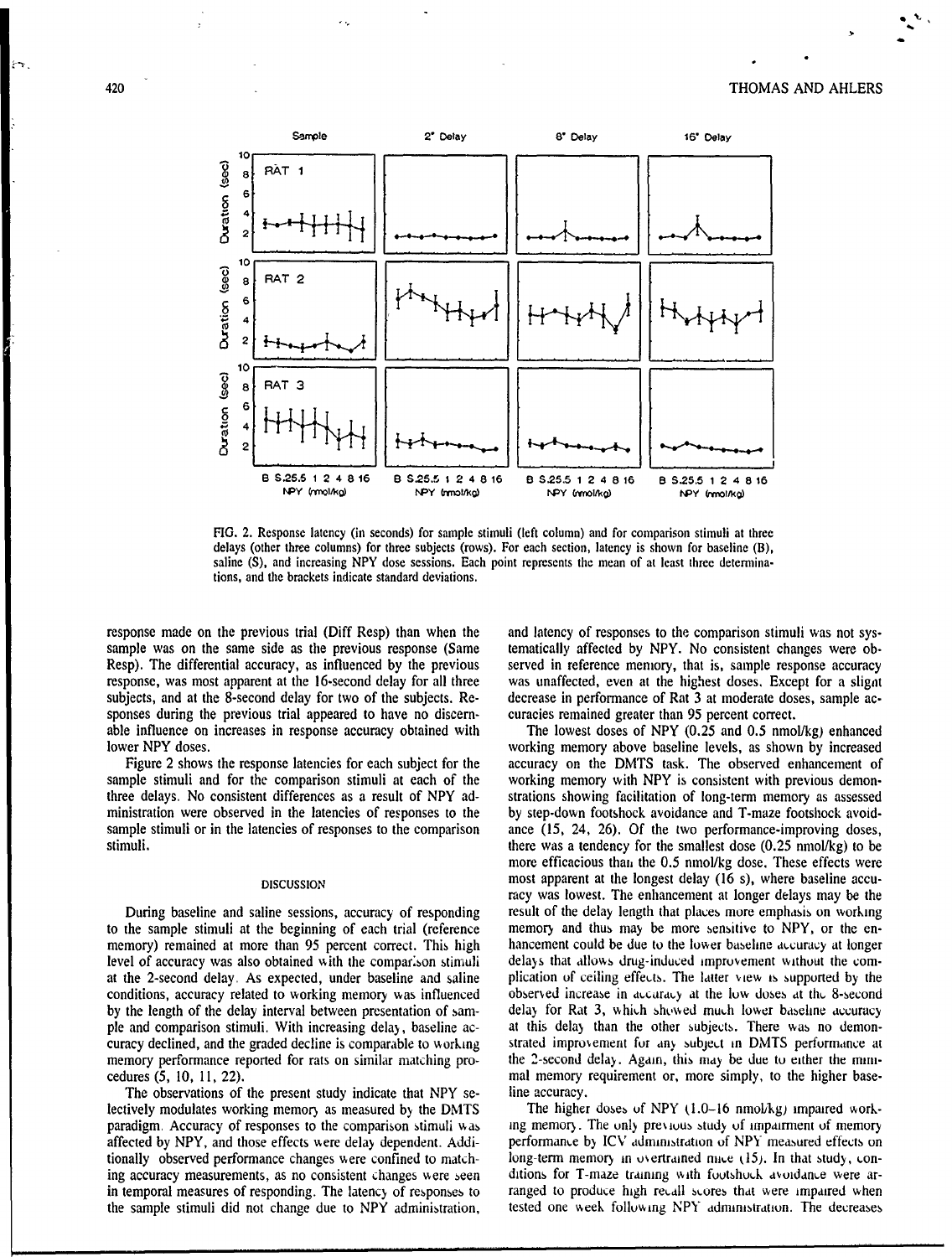FIG. 2. Response latency (in seconds) for sample stimuli (left column) and for comparison stimuli at three delays (other three columns) for three subjects (rows). For each section, latency is shown for baseline (B), saline (S), and increasing NPY dose sessions. Each point represents the mean of at least three determinations, and the brackets indicate standard deviations.

response made on the previous trial (Diff Resp) than when the sample was on the same side as the previous response (Same Resp). The differential accuracy, as influenced by the previous response, was most apparent at the 16-second delay for all three subjects, and at the 8-second delay for two of the subjects. Responses during the previous trial appeared to have no discernable influence on increases in response accuracy obtained with lower NPY doses.

Figure 2 shows the response latencies for each subject for the sample stimuli and for the comparison stimuli at each of the three delays. No consistent differences as a result of NPY administration were observed in the latencies of responses to the sample stimuli or in the latencies of responses to the comparison stimuli.

## DISCUSSION

During baseline and saline sessions, accuracy of responding to the sample stimuli at the beginning of each trial (reference memory) remained at more than 95 percent correct. This high level of accuracy was also obtained with the comparison stimuli at the 2-second delay. As expected, under baseline and saline conditions, accuracy related to working memory was influenced by the length of the delay interval between presentation of sample and comparison stimuli. With increasing delay, baseline accuracy declined, and the graded decline is comparable to working memory performance reported for rats on similar matching procedures (5, 10, 11, 22).

The observations of the present study indicate that NPY selectively modulates working memory as measured by the DMTS paradigm. Accuracy of responses to the comparison stimuli was affected by NPY, and those effects were delay dependent. Additionally observed performance changes were confined to matching accuracy measurements, as no consistent changes were seen in temporal measures of responding. The latency of responses to the sample stimuli did not change due to NPY administration, and latency of responses to the comparison stimuli was not systematically affected by NPY. No consistent changes were observed in reference memory, that is, sample response accuracy was unaffected, even at the highest doses. Except for a slight decrease in performance of Rat 3 at moderate doses, sample accuracies remained greater than 95 percent correct.

The lowest doses of NPY (0.25 and 0.5 nmol/kg) enhanced working memory above baseline levels, as shown by increased accuracy on the DMTS task. The observed enhancement of working memory with NPY is consistent with previous demonstrations showing facilitation of long-term memory as assessed by step-down footshock avoidance and T-maze footshock avoidance (15, 24, 26). Of the two performance-improving doses, there was a tendency for the smallest dose (0.25 nmol/kg) to be more efficacious than the 0.5 nmol/kg dose. These effects were most apparent at the longest delay (16 s), where baseline accuracy was lowest. The enhancement at longer delays may be the result of the delay length that places more emphasis on working memory and thus may be more sensitive to NPY, or the enhancement could be due to the lower baseline accuracy at longer delays that allows drug-induced improvement without the complication of ceiling effects. The latter view is supported by the observed increase in accuracy at the low doses at the 8-second delay for Rat 3, which showed much lower baseline accuracy at this delay than the other subjects. There was no demonstrated improvement for any subject in DMTS performance at the 2-second delay. Again, this may be due to either the minimal memory requirement or, more simply, to the higher baseline accuracy.

The higher doses of NPY (1.0–16 nmol/kg) impaired working memory. The only previous study of impairment of memory performance by ICV administration of NPY measured effects on long-term memory in overtrained mice (15). In that study, conditions for T-maze training with footshock avoidance were arranged to produce high recall scores that were impaired when tested one week following NPY administration. The decreases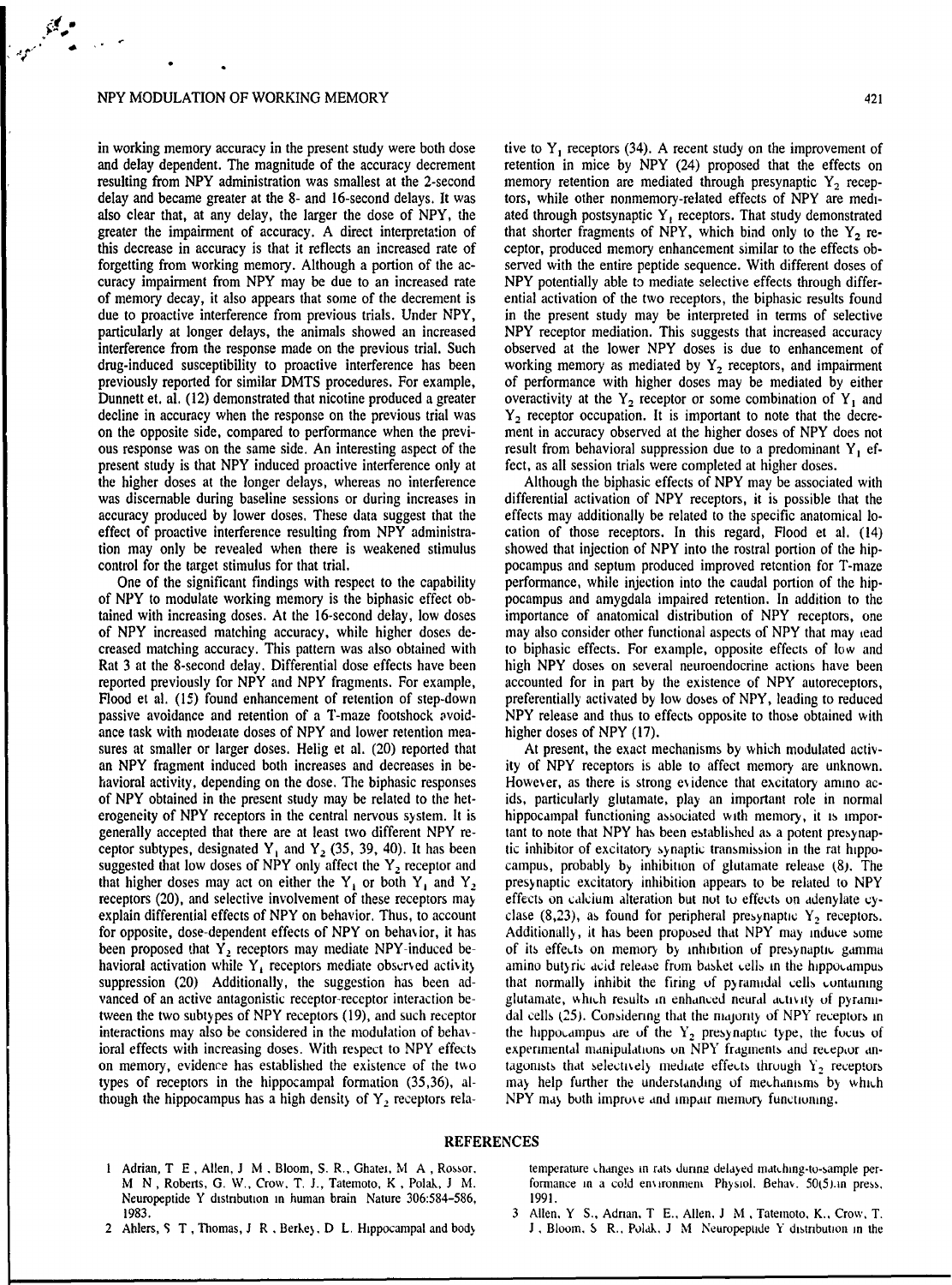in working memory accuracy in the present study were both dose and delay dependent. The magnitude of the accuracy decrement resulting from NPY administration was smallest at the 2-second delay and became greater at the 8- and 16-second delays. It was also clear that, at any delay, the larger the dose of NPY, the greater the impairment of accuracy. A direct interpretation of this decrease in accuracy is that it reflects an increased rate of forgetting from working memory. Although a portion of the accuracy impairment from NPY may be due to an increased rate of memory decay, it also appears that some of the decrement is due to proactive interference from previous trials. Under NPY, particularly at longer delays, the animals showed an increased interference from the response made on the previous trial. Such drug-induced susceptibility to proactive interference has been previously reported for similar DMTS procedures. For example, Dunnett et. al. (12) demonstrated that nicotine produced a greater decline in accuracy when the response on the previous trial was on the opposite side, compared to performance when the previous response was on the same side. An interesting aspect of the present study is that NPY induced proactive interference only at the higher doses at the longer delays, whereas no interference was discernable during baseline sessions or during increases in accuracy produced by lower doses. These data suggest that the effect of proactive interference resulting from NPY administration may only be revealed when there is weakened stimulus control for the target stimulus for that trial.

One of the significant findings with respect to the capability of NPY to modulate working memory is the biphasic effect obtained with increasing doses. At the 16-second delay, low doses of NPY increased matching accuracy, while higher doses decreased matching accuracy. This pattern was also obtained with Rat 3 at the 8-second delay. Differential dose effects have been reported previously for NPY and NPY fragments. For example, Flood et al. (15) found enhancement of retention of step-down passive avoidance and retention of a T-maze footshock avoidance task with moderate doses of NPY and lower retention measures at smaller or larger doses. Helig et al. (20) reported that an NPY fragment induced both increases and decreases in behavioral activity, depending on the dose. The biphasic responses of NPY obtained in the present study may be related to the heterogeneity of NPY receptors in the central nervous system. It is generally accepted that there are at least two different NPY receptor subtypes, designated $Y_1$ and $Y_2$ (35, 39, 40). It has been suggested that low doses of NPY only affect the $Y_2$ receptor and that higher doses may act on either the $Y_1$ or both $Y_1$ and $Y_2$ receptors (20), and selective involvement of these receptors may explain differential effects of NPY on behavior. Thus, to account for opposite, dose-dependent effects of NPY on behavior, it has been proposed that $Y_2$ receptors may mediate NPY-induced behavioral activation while $Y_1$ receptors mediate observed activity suppression (20). Additionally, the suggestion has been advanced of an active antagonistic receptor-receptor interaction between the two subtypes of NPY receptors (19), and such receptor interactions may also be considered in the modulation of behavioral effects with increasing doses. With respect to NPY effects on memory, evidence has established the existence of the two types of receptors in the hippocampal formation (35,36), although the hippocampus has a high density of $Y_2$ receptors relative to $Y_1$ receptors (34). A recent study on the improvement of retention in mice by NPY (24) proposed that the effects on memory retention are mediated through presynaptic $Y_2$ receptors, while other nonmemory-related effects of NPY are mediated through postsynaptic $Y_1$ receptors. That study demonstrated that shorter fragments of NPY, which bind only to the $Y_2$ receptor, produced memory enhancement similar to the effects observed with the entire peptide sequence. With different doses of NPY potentially able to mediate selective effects through differential activation of the two receptors, the biphasic results found in the present study may be interpreted in terms of selective NPY receptor mediation. This suggests that increased accuracy observed at the lower NPY doses is due to enhancement of working memory as mediated by $Y_2$ receptors, and impairment of performance with higher doses may be mediated by either overactivity at the $Y_2$ receptor or some combination of $Y_1$ and $Y_2$ receptor occupation. It is important to note that the decrement in accuracy observed at the higher doses of NPY does not result from behavioral suppression due to a predominant $Y_1$ effect, as all session trials were completed at higher doses.

Although the biphasic effects of NPY may be associated with differential activation of NPY receptors, it is possible that the effects may additionally be related to the specific anatomical location of those receptors. In this regard, Flood et al. (14) showed that injection of NPY into the rostral portion of the hippocampus and septum produced improved retention for T-maze performance, while injection into the caudal portion of the hippocampus and amygdala impaired retention. In addition to the importance of anatomical distribution of NPY receptors, one may also consider other functional aspects of NPY that may lead to biphasic effects. For example, opposite effects of low and high NPY doses on several neuroendocrine actions have been accounted for in part by the existence of NPY autoreceptors, preferentially activated by low doses of NPY, leading to reduced NPY release and thus to effects opposite to those obtained with higher doses of NPY (17).

At present, the exact mechanisms by which modulated activity of NPY receptors is able to affect memory are unknown. However, as there is strong evidence that excitatory amino acids, particularly glutamate, play an important role in normal hippocampal functioning associated with memory, it is important to note that NPY has been established as a potent presynaptic inhibitor of excitatory synaptic transmission in the rat hippocampus, probably by inhibition of glutamate release (8). The presynaptic excitatory inhibition appears to be related to NPY effects on calcium alteration but not to effects on adenylate cyclase (8,23), as found for peripheral presynaptic $Y_2$ receptors. Additionally, it has been proposed that NPY may induce some of its effects on memory by inhibition of presynaptic gamma amino butyric acid release from basket cells in the hippocampus that normally inhibit the firing of pyramidal cells containing glutamate, which results in enhanced neural activity of pyramidal cells (25). Considering that the majority of NPY receptors in the hippocampus are of the $Y_2$ presynaptic type, the focus of experimental manipulations on NPY fragments and receptor antagonists that selectively mediate effects through $Y_2$ receptors may help further the understanding of mechanisms by which NPY may both improve and impair memory functioning.

## REFERENCES

1. Adrian, T. E., Allen, J. M., Bloom, S. R., Ghatei, M. A., Rossor, M. N., Roberts, G. W., Crow, T. J., Tatemoto, K., Polak, J. M. Neuropeptide Y distribution in human brain. Nature 306:584–586, 1983.
2. Ahlers, S. T., Thomas, J. R., Berkey, D. L. Hippocampal and body temperature changes in rats during delayed matching-to-sample performance in a cold environment. Physiol. Behav. 50(5):in press, 1991.
3. Allen, Y. S., Adrian, T. E., Allen, J. M., Tatemoto, K., Crow, T. J., Bloom, S. R., Polak, J. M. Neuropeptide Y distribution in the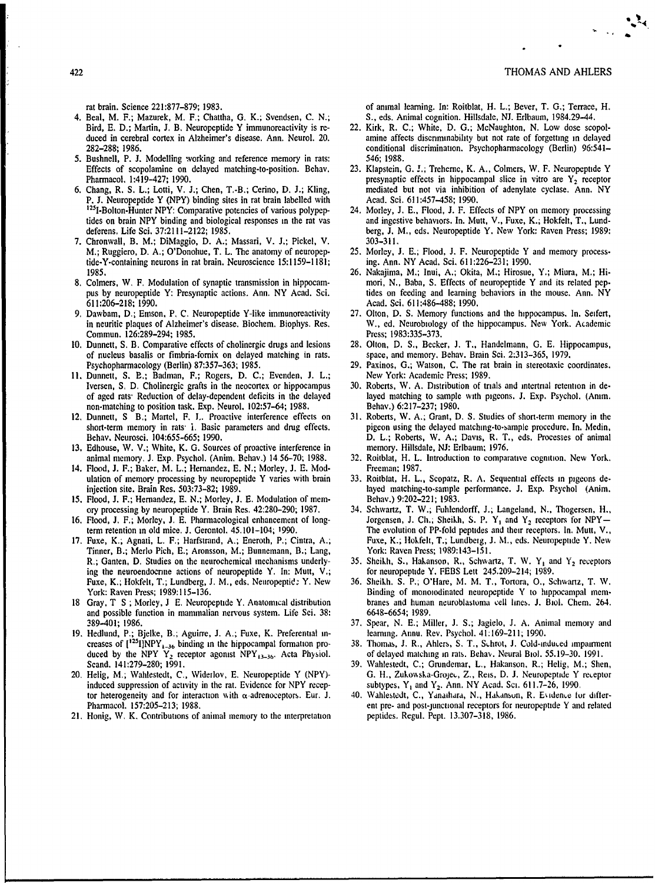rat brain. Science 221:877–879; 1983.

4. Beal, M. F.; Mazurek, M. F.; Chattha, G. K.; Svendsen, C. N.; Bird, E. D.; Martin, J. B. Neuropeptide Y immunoreactivity is reduced in cerebral cortex in Alzheimer's disease. Ann. Neurol. 20. 282–288; 1986.
5. Bushnell, P. J. Modelling working and reference memory in rats: Effects of scopolamine on delayed matching-to-position. Behav. Pharmacol. 1:419–427; 1990.
6. Chang, R. S. L.; Lotti, V. J.; Chen, T.-B.; Cerino, D. J.; Kling, P. J. Neuropeptide Y (NPY) binding sites in rat brain labelled with $^{125}$I-Bolton-Hunter NPY: Comparative potencies of various polypeptides on brain NPY binding and biological responses in the rat vas deferens. Life Sci. 37:2111–2122; 1985.
7. Chronwall, B. M.; DiMaggio, D. A.; Massari, V. J.; Pickel, V. M.; Ruggiero, D. A.; O'Donohue, T. L. The anatomy of neuropeptide-Y-containing neurons in rat brain. Neuroscience 15:1159–1181; 1985.
8. Colmers, W. F. Modulation of synaptic transmission in hippocampus by neuropeptide Y: Presynaptic actions. Ann. NY Acad. Sci. 611:206–218; 1990.
9. Dawbarn, D.; Emson, P. C. Neuropeptide Y-like immunoreactivity in neuritic plaques of Alzheimer's disease. Biochem. Biophys. Res. Commun. 126:289–294; 1985.
10. Dunnett, S. B. Comparative effects of cholinergic drugs and lesions of nucleus basalis or fimbria-fornix on delayed matching in rats. Psychopharmacology (Berlin) 87:357–363; 1985.
11. Dunnett, S. B.; Badman, F.; Rogers, D. C.; Evenden, J. L.; Iversen, S. D. Cholinergic grafts in the neocortex or hippocampus of aged rats: Reduction of delay-dependent deficits in the delayed non-matching to position task. Exp. Neurol. 102:57–64; 1988.
12. Dunnett, S B.; Martel, F. L. Proactive interference effects on short-term memory in rats: I. Basic parameters and drug effects. Behav. Neurosci. 104:655–665; 1990.
13. Edhouse, W. V.; White, K. G. Sources of proactive interference in animal memory. J. Exp. Psychol. (Anim. Behav.) 14 56–70; 1988.
14. Flood, J. F.; Baker, M. L.; Hernandez, E. N.; Morley, J. E. Modulation of memory processing by neuropeptide Y varies with brain injection site. Brain Res. 503:73–82; 1989.
15. Flood, J. F.; Hernandez, E. N.; Morley, J. E. Modulation of memory processing by neuropeptide Y. Brain Res. 42:280–290; 1987.
16. Flood, J. F.; Morley, J. E. Pharmacological enhancement of long-term retention in old mice. J. Gerontol. 45.101–104; 1990.
17. Fuxe, K.; Agnati, L. F.; Harfstrand, A.; Eneroth, P.; Cintra, A.; Tinner, B.; Merlo Pich, E.; Aronsson, M.; Bunnemann, B.; Lang, R.; Ganten, D. Studies on the neurochemical mechanisms underlying the neuroendocrine actions of neuropeptide Y. In: Mutt, V.; Fuxe, K.; Hokfelt, T.; Lundberg, J. M., eds. Neuropeptide Y. New York: Raven Press; 1989:115–136.
18. Gray, T S ; Morley, J E. Neuropeptide Y. Anatomical distribution and possible function in mammalian nervous system. Life Sci. 38: 389–401; 1986.
19. Hedlund, P.; Bjelke, B.; Aguirre, J. A.; Fuxe, K. Preferential increases of [$^{125}$I]NPY$_{1-36}$ binding in the hippocampal formation produced by the NPY $Y_2$ receptor agonist NPY$_{13-36}$. Acta Physiol. Scand. 141:279–280; 1991.
20. Helig, M.; Wahlestedt, C., Widerlov, E. Neuropeptide Y (NPY)-induced suppression of activity in the rat. Evidence for NPY receptor heterogeneity and for interaction with α-adrenoceptors. Eur. J. Pharmacol. 157:205–213; 1988.
21. Honig, W. K. Contributions of animal memory to the interpretation of animal learning. In: Roitblat, H. L.; Bever, T. G.; Terrace, H. S., eds. Animal cognition. Hillsdale, NJ. Erlbaum, 1984.29–44.
22. Kirk, R. C.; White, D. G.; McNaughton, N. Low dose scopolamine affects discriminability but not rate of forgetting in delayed conditional discrimination. Psychopharmacology (Berlin) 96:541–546; 1988.
23. Klapstein, G. J.; Treherne, K. A., Colmers, W. F. Neuropeptide Y presynaptic effects in hippocampal slice in vitro are $Y_2$ receptor mediated but not via inhibition of adenylate cyclase. Ann. NY Acad. Sci. 611:457–458; 1990.
24. Morley, J. E., Flood, J. F. Effects of NPY on memory processing and ingestive behaviors. In. Mutt, V., Fuxe, K.; Hokfelt, T., Lundberg, J. M., eds. Neuropeptide Y. New York: Raven Press; 1989: 303–311.
25. Morley, J. E.; Flood, J. F. Neuropeptide Y and memory processing. Ann. NY Acad. Sci. 611:226–231; 1990.
26. Nakajima, M.; Inui, A.; Okita, M.; Hirosue, Y.; Miura, M.; Himori, N., Baba, S. Effects of neuropeptide Y and its related peptides on feeding and learning behaviors in the mouse. Ann. NY Acad. Sci. 611:486–488; 1990.
27. Olton, D. S. Memory functions and the hippocampus. In. Seifert, W., ed. Neurobiology of the hippocampus. New York. Academic Press; 1983:335–373.
28. Olton, D. S., Becker, J. T., Handelmann, G. E. Hippocampus, space, and memory. Behav. Brain Sci. 2:313–365, 1979.
29. Paxinos, G.; Watson, C. The rat brain in stereotaxic coordinates. New York: Academic Press; 1989.
30. Roberts, W. A. Distribution of trials and intertrial retention in delayed matching to sample with pigeons. J. Exp. Psychol. (Anim. Behav.) 6:217–237; 1980.
31. Roberts, W. A.; Grant, D. S. Studies of short-term memory in the pigeon using the delayed matching-to-sample procedure. In. Medin, D. L.; Roberts, W. A.; Davis, R. T., eds. Processes of animal memory. Hillsdale, NJ: Erlbaum; 1976.
32. Roitblat, H. L. Introduction to comparative cognition. New York. Freeman; 1987.
33. Roitblat, H. L., Scopatz, R. A. Sequential effects in pigeons delayed matching-to-sample performance. J. Exp. Psychol (Anim. Behav.) 9:202–221; 1983.
34. Schwartz, T. W.; Fuhlendorff, J.; Langeland, N., Thogersen, H., Jorgensen, J. Ch.; Sheikh, S. P. $Y_1$ and $Y_2$ receptors for NPY—The evolution of PP-fold peptides and their receptors. In. Mutt, V., Fuxe, K.; Hokfelt, T.; Lundberg, J. M., eds. Neuropeptide Y. New York: Raven Press; 1989:143–151.
35. Sheikh, S., Hakanson, R., Schwartz, T. W. $Y_1$ and $Y_2$ receptors for neuropeptide Y. FEBS Lett 245.209–214; 1989.
36. Sheikh. S. P.; O'Hare, M. M. T., Tortora, O., Schwartz, T. W. Binding of monoiodinated neuropeptide Y to hippocampal membranes and human neuroblastoma cell lines. J. Biol. Chem. 264. 6648–6654; 1989.
37. Spear, N. E.; Miller, J. S.; Jagielo, J. A. Animal memory and learning. Annu. Rev. Psychol. 41:169–211; 1990.
38. Thomas, J. R., Ahlers, S. T., Schrot, J. Cold-induced impairment of delayed matching in rats. Behav. Neural Biol. 55.19–30. 1991.
39. Wahlestedt, C.; Grundemar, L., Hakanson, R.; Helig, M.; Shen, G. H., Zukowska-Grojec, Z., Reis, D. J. Neuropeptide Y receptor subtypes, $Y_1$ and $Y_2$. Ann. NY Acad. Sci. 611.7–26, 1990.
40. Wahlestedt, C., Yanaihara, N., Hakanson, R. Evidence for different pre- and post-junctional receptors for neuropeptide Y and related peptides. Regul. Pept. 13.307–318, 1986.